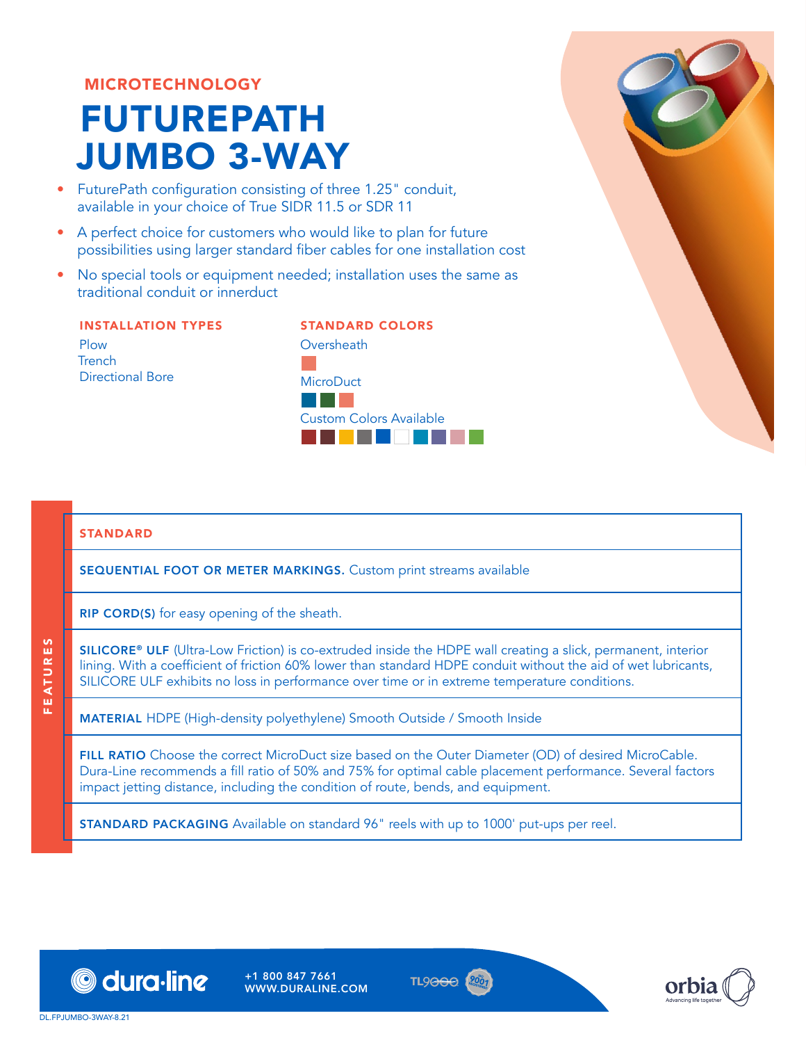MICROTECHNOLOGY

# FUTUREPATH JUMBO 3-WAY

- FuturePath configuration consisting of three 1.25" conduit, available in your choice of True SIDR 11.5 or SDR 11
- A perfect choice for customers who would like to plan for future possibilities using larger standard fiber cables for one installation cost
- No special tools or equipment needed; installation uses the same as traditional conduit or innerduct

### INSTALLATION TYPES

Plow
Trench
Directional Bore

### STANDARD COLORS

Oversheath

MicroDuct

Custom Colors Available

## FEATURES

| STANDARD |
|---|
| **SEQUENTIAL FOOT OR METER MARKINGS.** Custom print streams available |
| **RIP CORD(S)** for easy opening of the sheath. |
| **SILICORE® ULF** (Ultra-Low Friction) is co-extruded inside the HDPE wall creating a slick, permanent, interior lining. With a coefficient of friction 60% lower than standard HDPE conduit without the aid of wet lubricants, SILICORE ULF exhibits no loss in performance over time or in extreme temperature conditions. |
| **MATERIAL** HDPE (High-density polyethylene) Smooth Outside / Smooth Inside |
| **FILL RATIO** Choose the correct MicroDuct size based on the Outer Diameter (OD) of desired MicroCable. Dura-Line recommends a fill ratio of 50% and 75% for optimal cable placement performance. Several factors impact jetting distance, including the condition of route, bends, and equipment. |
| **STANDARD PACKAGING** Available on standard 96" reels with up to 1000' put-ups per reel. |

dura·line
+1 800 847 7661
WWW.DURALINE.COM

DL.FPJUMBO-3WAY-8.21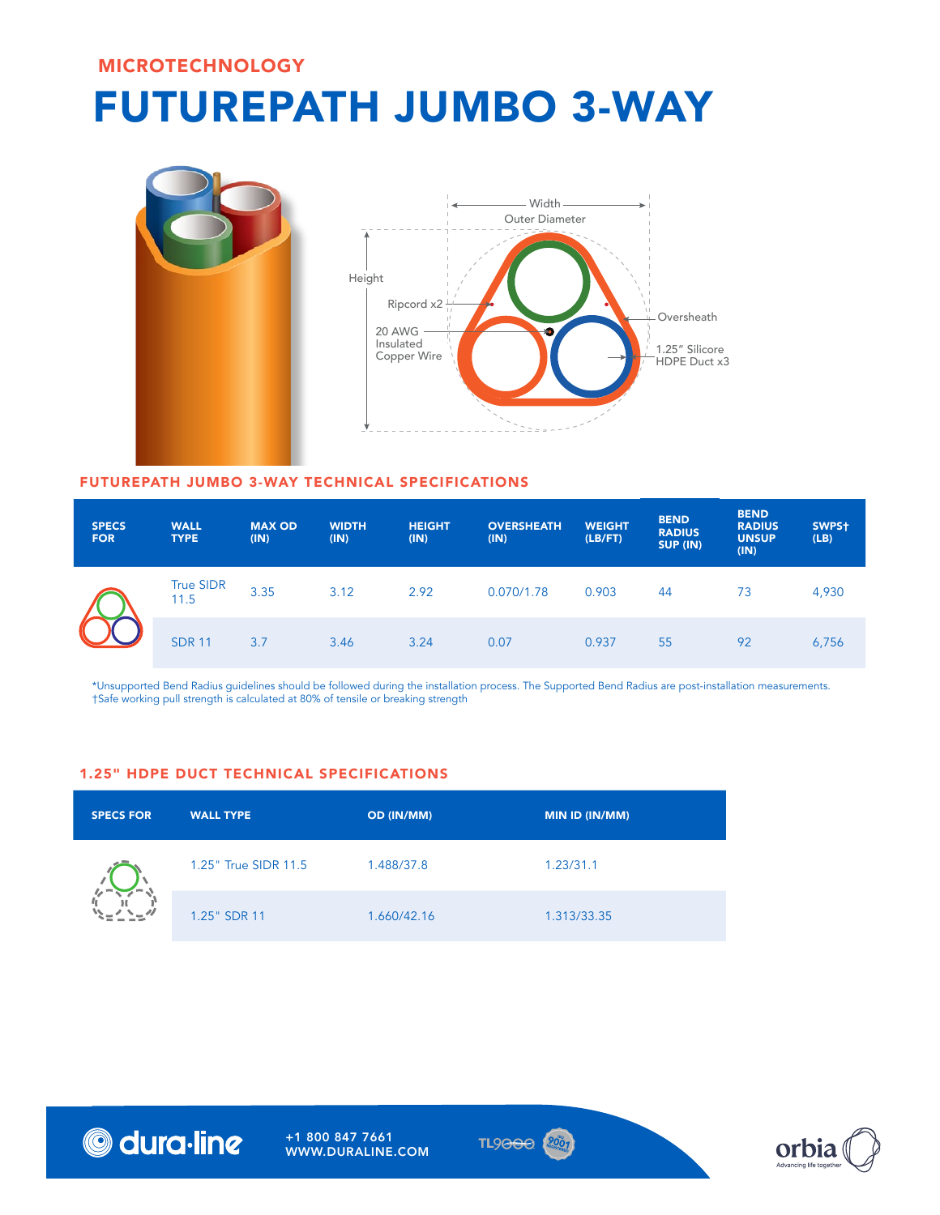## MICROTECHNOLOGY

# FUTUREPATH JUMBO 3-WAY

Width
Outer Diameter
Height
Ripcord x2
20 AWG Insulated Copper Wire
Oversheath
1.25" Silicore HDPE Duct x3

### FUTUREPATH JUMBO 3-WAY TECHNICAL SPECIFICATIONS

| SPECS FOR | WALL TYPE | MAX OD (IN) | WIDTH (IN) | HEIGHT (IN) | OVERSHEATH (IN) | WEIGHT (LB/FT) | BEND RADIUS SUP (IN) | BEND RADIUS UNSUP (IN) | SWPS† (LB) |
|---|---|---|---|---|---|---|---|---|---|
| | True SIDR 11.5 | 3.35 | 3.12 | 2.92 | 0.070/1.78 | 0.903 | 44 | 73 | 4,930 |
| | SDR 11 | 3.7 | 3.46 | 3.24 | 0.07 | 0.937 | 55 | 92 | 6,756 |

*Unsupported Bend Radius guidelines should be followed during the installation process. The Supported Bend Radius are post-installation measurements.
†Safe working pull strength is calculated at 80% of tensile or breaking strength

### 1.25" HDPE DUCT TECHNICAL SPECIFICATIONS

| SPECS FOR | WALL TYPE | OD (IN/MM) | MIN ID (IN/MM) |
|---|---|---|---|
| | 1.25" True SIDR 11.5 | 1.488/37.8 | 1.23/31.1 |
| | 1.25" SDR 11 | 1.660/42.16 | 1.313/33.35 |

dura·line
+1 800 847 7661
WWW.DURALINE.COM
TL9000
orbia
Advancing life together